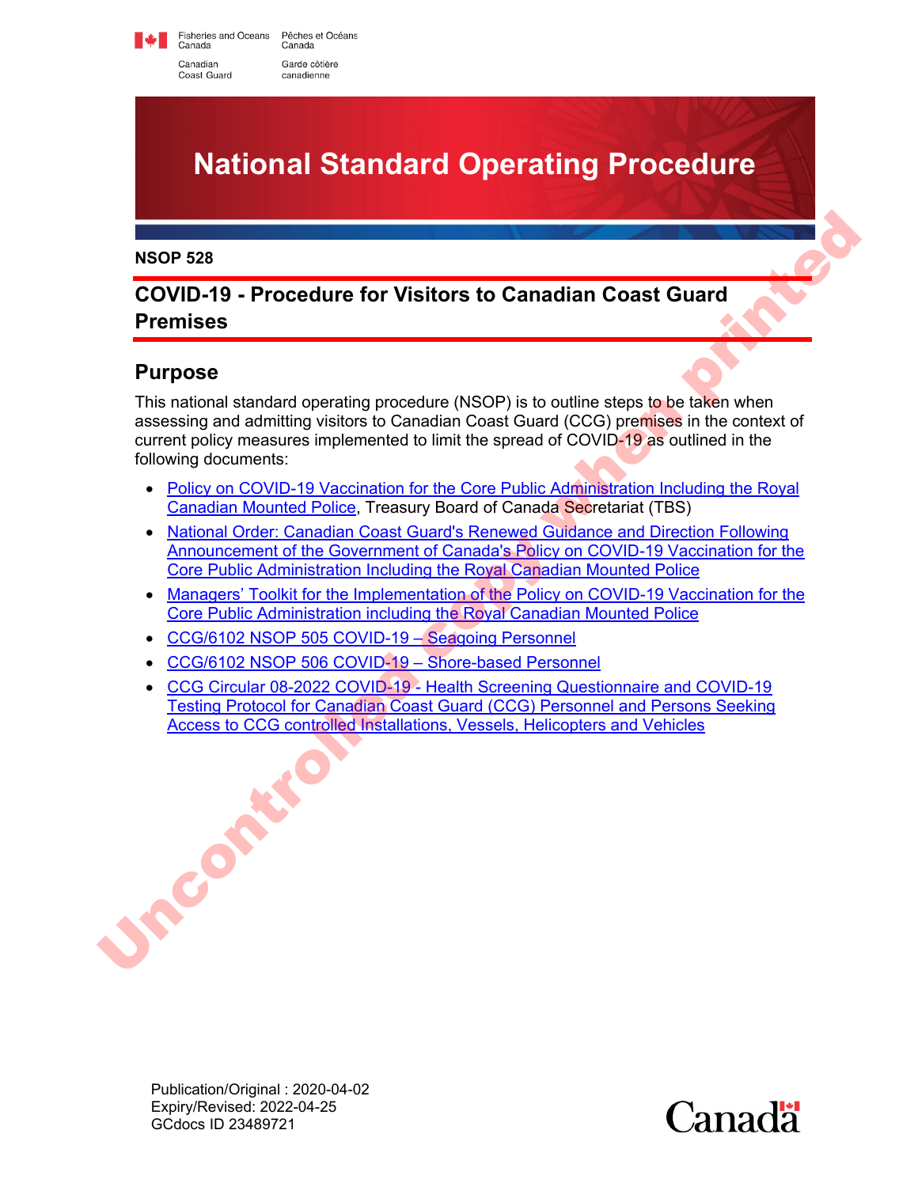Fisheries and Oceans Canada / Pêches et Océans Canada

Canadian Coast Guard / Garde côtière canadienne

# National Standard Operating Procedure

**NSOP 528**

## COVID-19 - Procedure for Visitors to Canadian Coast Guard Premises

## Purpose

This national standard operating procedure (NSOP) is to outline steps to be taken when assessing and admitting visitors to Canadian Coast Guard (CCG) premises in the context of current policy measures implemented to limit the spread of COVID-19 as outlined in the following documents:

- Policy on COVID-19 Vaccination for the Core Public Administration Including the Royal Canadian Mounted Police, Treasury Board of Canada Secretariat (TBS)
- National Order: Canadian Coast Guard's Renewed Guidance and Direction Following Announcement of the Government of Canada's Policy on COVID-19 Vaccination for the Core Public Administration Including the Royal Canadian Mounted Police
- Managers' Toolkit for the Implementation of the Policy on COVID-19 Vaccination for the Core Public Administration including the Royal Canadian Mounted Police
- CCG/6102 NSOP 505 COVID-19 – Seagoing Personnel
- CCG/6102 NSOP 506 COVID-19 – Shore-based Personnel
- CCG Circular 08-2022 COVID-19 - Health Screening Questionnaire and COVID-19 Testing Protocol for Canadian Coast Guard (CCG) Personnel and Persons Seeking Access to CCG controlled Installations, Vessels, Helicopters and Vehicles

Publication/Original : 2020-04-02
Expiry/Revised: 2022-04-25
GCdocs ID 23489721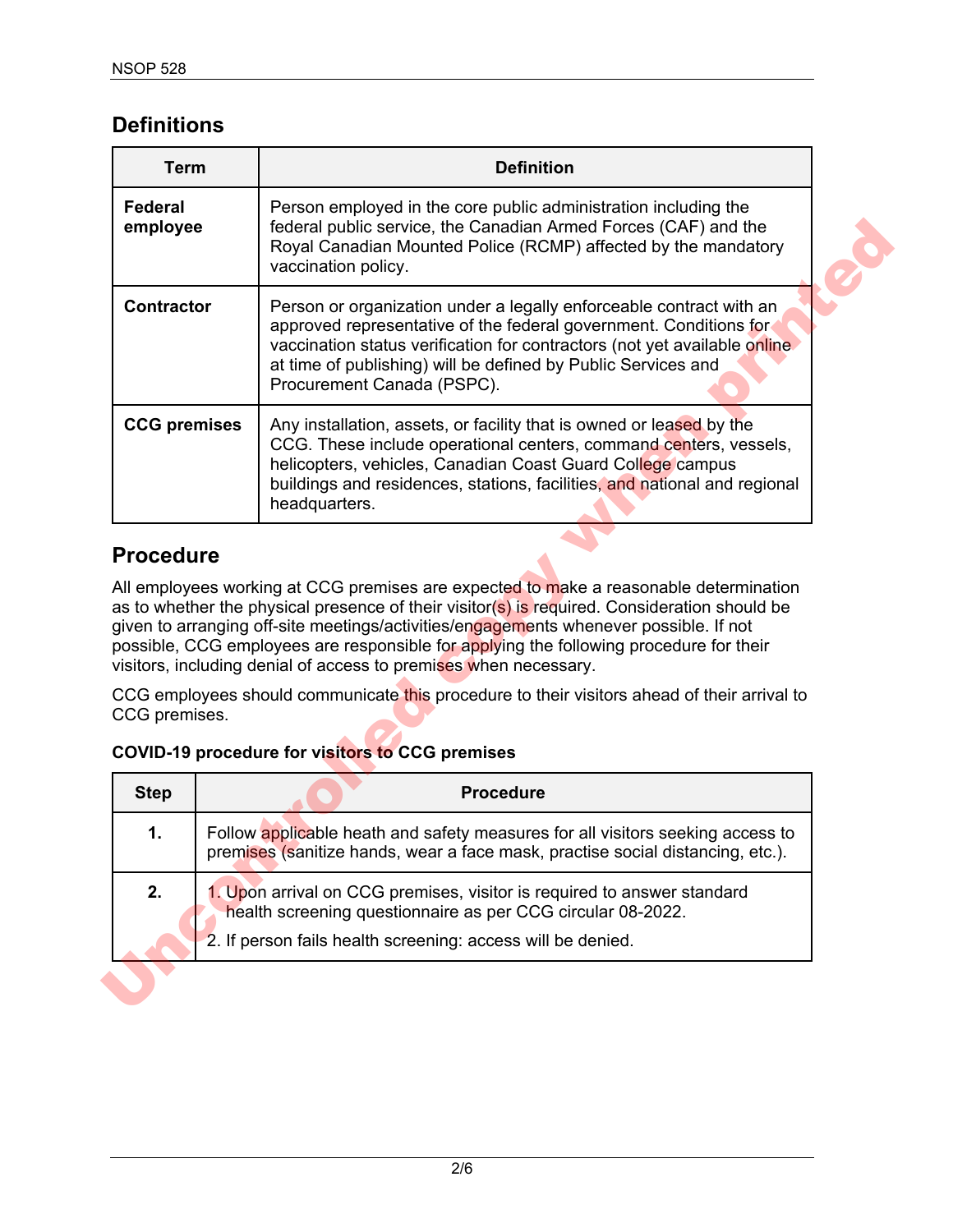## Definitions

| Term | Definition |
|---|---|
| **Federal employee** | Person employed in the core public administration including the federal public service, the Canadian Armed Forces (CAF) and the Royal Canadian Mounted Police (RCMP) affected by the mandatory vaccination policy. |
| **Contractor** | Person or organization under a legally enforceable contract with an approved representative of the federal government. Conditions for vaccination status verification for contractors (not yet available online at time of publishing) will be defined by Public Services and Procurement Canada (PSPC). |
| **CCG premises** | Any installation, assets, or facility that is owned or leased by the CCG. These include operational centers, command centers, vessels, helicopters, vehicles, Canadian Coast Guard College campus buildings and residences, stations, facilities, and national and regional headquarters. |

## Procedure

All employees working at CCG premises are expected to make a reasonable determination as to whether the physical presence of their visitor(s) is required. Consideration should be given to arranging off-site meetings/activities/engagements whenever possible. If not possible, CCG employees are responsible for applying the following procedure for their visitors, including denial of access to premises when necessary.

CCG employees should communicate this procedure to their visitors ahead of their arrival to CCG premises.

**COVID-19 procedure for visitors to CCG premises**

| Step | Procedure |
|---|---|
| **1.** | Follow applicable heath and safety measures for all visitors seeking access to premises (sanitize hands, wear a face mask, practise social distancing, etc.). |
| **2.** | 1. Upon arrival on CCG premises, visitor is required to answer standard health screening questionnaire as per CCG circular 08-2022.<br>2. If person fails health screening: access will be denied. |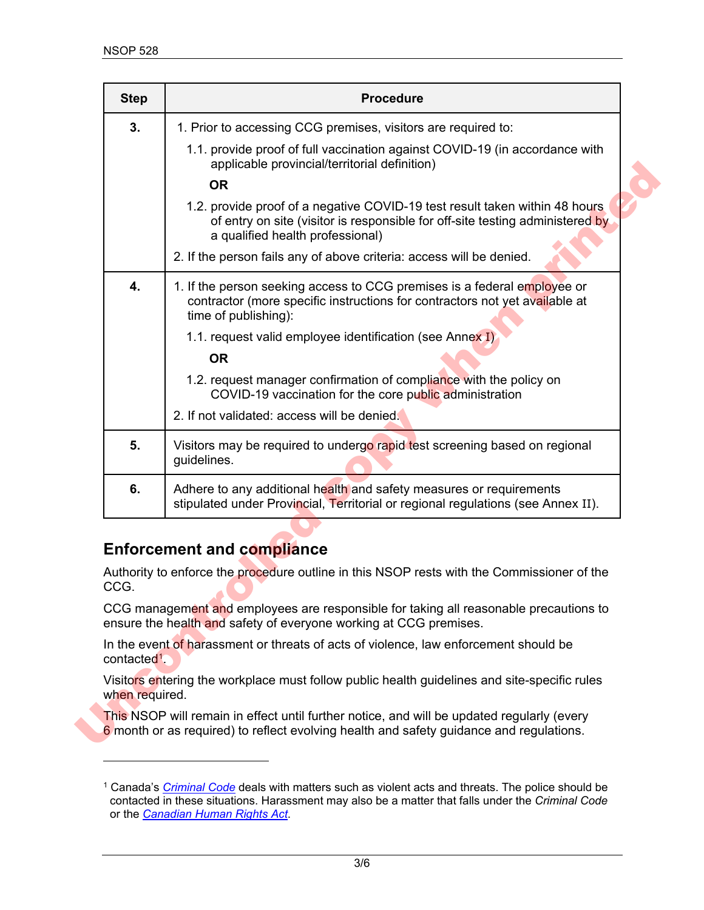| Step | Procedure |
|---|---|
| **3.** | 1. Prior to accessing CCG premises, visitors are required to:<br>1.1. provide proof of full vaccination against COVID-19 (in accordance with applicable provincial/territorial definition)<br>**OR**<br>1.2. provide proof of a negative COVID-19 test result taken within 48 hours of entry on site (visitor is responsible for off-site testing administered by a qualified health professional)<br>2. If the person fails any of above criteria: access will be denied. |
| **4.** | 1. If the person seeking access to CCG premises is a federal employee or contractor (more specific instructions for contractors not yet available at time of publishing):<br>1.1. request valid employee identification (see Annex I)<br>**OR**<br>1.2. request manager confirmation of compliance with the policy on COVID-19 vaccination for the core public administration<br>2. If not validated: access will be denied. |
| **5.** | Visitors may be required to undergo rapid test screening based on regional guidelines. |
| **6.** | Adhere to any additional health and safety measures or requirements stipulated under Provincial, Territorial or regional regulations (see Annex II). |

## Enforcement and compliance

Authority to enforce the procedure outline in this NSOP rests with the Commissioner of the CCG.

CCG management and employees are responsible for taking all reasonable precautions to ensure the health and safety of everyone working at CCG premises.

In the event of harassment or threats of acts of violence, law enforcement should be contacted[1].

Visitors entering the workplace must follow public health guidelines and site-specific rules when required.

This NSOP will remain in effect until further notice, and will be updated regularly (every 6 month or as required) to reflect evolving health and safety guidance and regulations.

---

[1] Canada's *Criminal Code* deals with matters such as violent acts and threats. The police should be contacted in these situations. Harassment may also be a matter that falls under the *Criminal Code* or the *Canadian Human Rights Act*.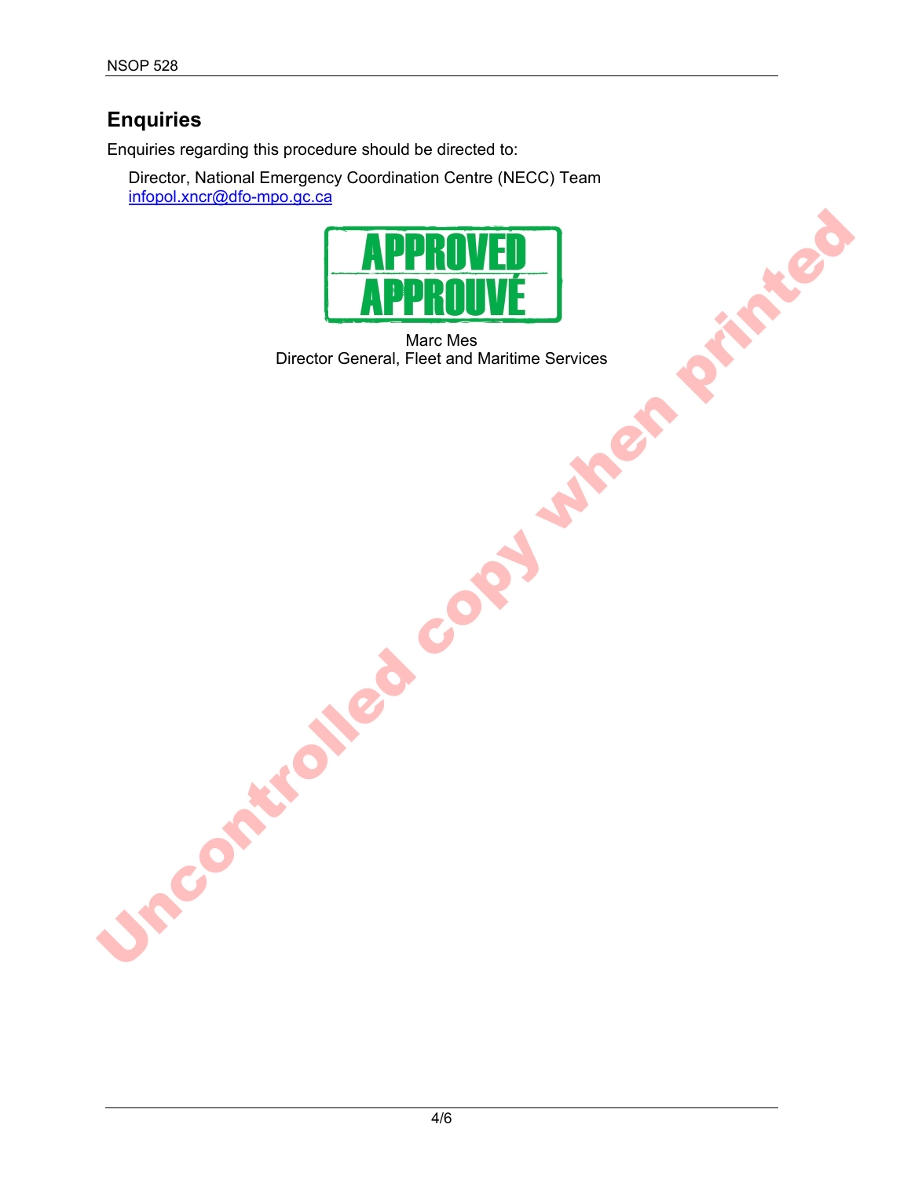## Enquiries

Enquiries regarding this procedure should be directed to:

Director, National Emergency Coordination Centre (NECC) Team
infopol.xncr@dfo-mpo.gc.ca

APPROVED
APPROUVÉ

Marc Mes
Director General, Fleet and Maritime Services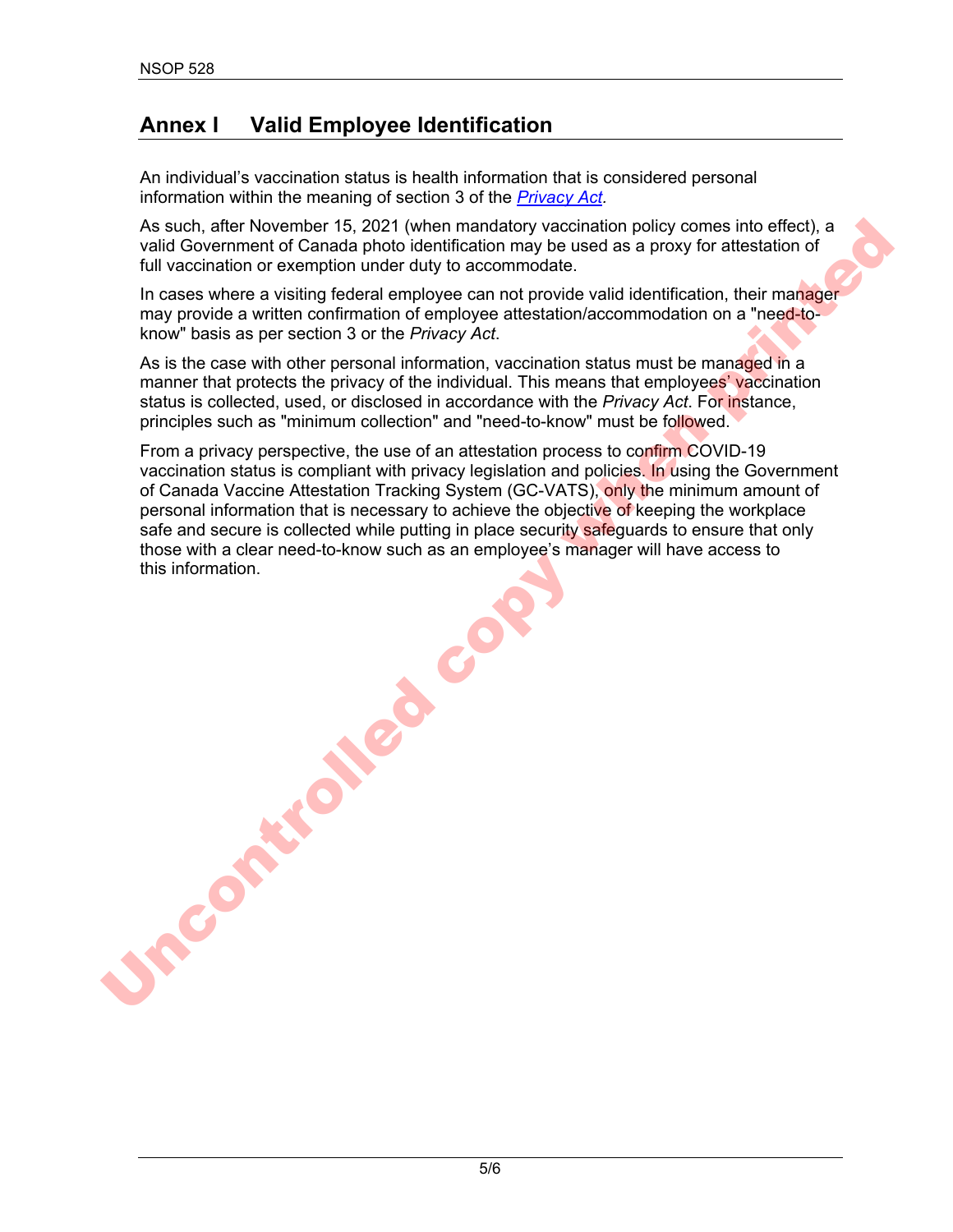## Annex I Valid Employee Identification

An individual's vaccination status is health information that is considered personal information within the meaning of section 3 of the *Privacy Act*.

As such, after November 15, 2021 (when mandatory vaccination policy comes into effect), a valid Government of Canada photo identification may be used as a proxy for attestation of full vaccination or exemption under duty to accommodate.

In cases where a visiting federal employee can not provide valid identification, their manager may provide a written confirmation of employee attestation/accommodation on a "need-to-know" basis as per section 3 or the *Privacy Act*.

As is the case with other personal information, vaccination status must be managed in a manner that protects the privacy of the individual. This means that employees' vaccination status is collected, used, or disclosed in accordance with the *Privacy Act*. For instance, principles such as "minimum collection" and "need-to-know" must be followed.

From a privacy perspective, the use of an attestation process to confirm COVID-19 vaccination status is compliant with privacy legislation and policies. In using the Government of Canada Vaccine Attestation Tracking System (GC-VATS), only the minimum amount of personal information that is necessary to achieve the objective of keeping the workplace safe and secure is collected while putting in place security safeguards to ensure that only those with a clear need-to-know such as an employee's manager will have access to this information.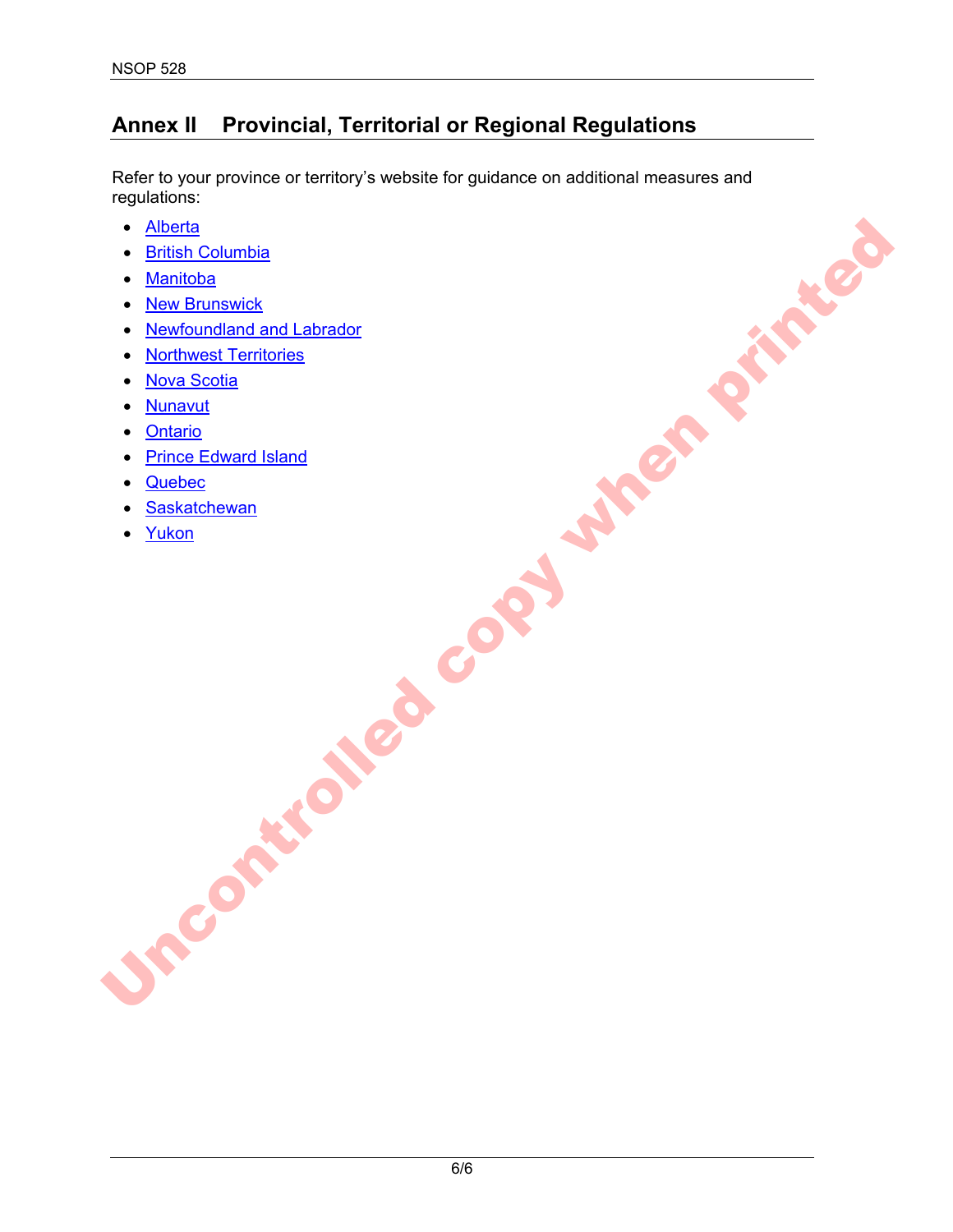## Annex II Provincial, Territorial or Regional Regulations

Refer to your province or territory's website for guidance on additional measures and regulations:

- Alberta
- British Columbia
- Manitoba
- New Brunswick
- Newfoundland and Labrador
- Northwest Territories
- Nova Scotia
- Nunavut
- Ontario
- Prince Edward Island
- Quebec
- Saskatchewan
- Yukon